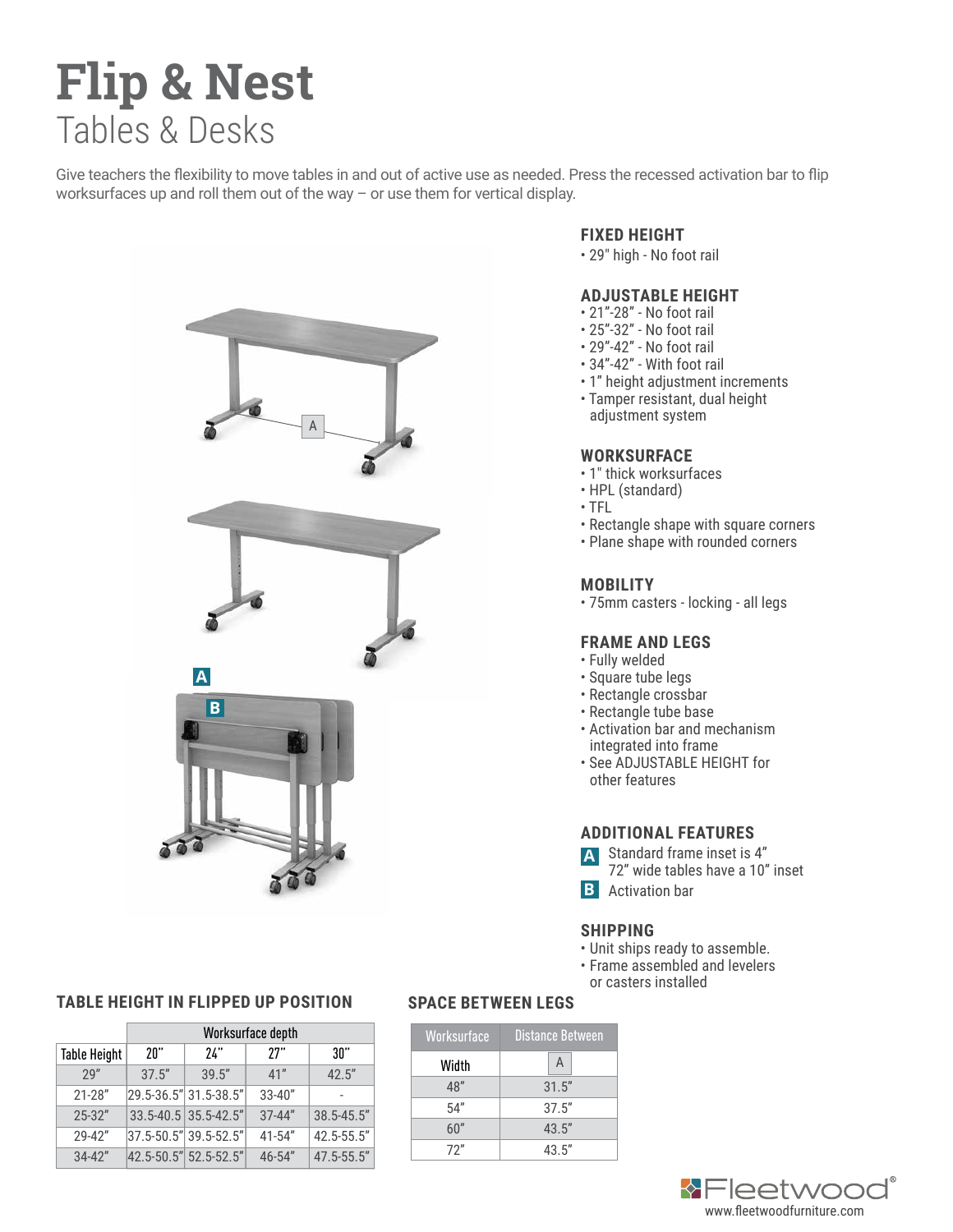# Flip & Nest

## Tables & Desks

Give teachers the flexibility to move tables in and out of active use as needed. Press the recessed activation bar to flip worksurfaces up and roll them out of the way – or use them for vertical display.

### FIXED HEIGHT

- 29" high - No foot rail

### ADJUSTABLE HEIGHT

- 21"-28" - No foot rail
- 25"-32" - No foot rail
- 29"-42" - No foot rail
- 34"-42" - With foot rail
- 1" height adjustment increments
- Tamper resistant, dual height adjustment system

### WORKSURFACE

- 1" thick worksurfaces
- HPL (standard)
- TFL
- Rectangle shape with square corners
- Plane shape with rounded corners

### MOBILITY

- 75mm casters - locking - all legs

### FRAME AND LEGS

- Fully welded
- Square tube legs
- Rectangle crossbar
- Rectangle tube base
- Activation bar and mechanism integrated into frame
- See ADJUSTABLE HEIGHT for other features

### ADDITIONAL FEATURES

**A** Standard frame inset is 4"
72" wide tables have a 10" inset

**B** Activation bar

### SHIPPING

- Unit ships ready to assemble.
- Frame assembled and levelers or casters installed

### TABLE HEIGHT IN FLIPPED UP POSITION

| | Worksurface depth | | | |
|---|---|---|---|---|
| Table Height | 20" | 24" | 27" | 30" |
| 29" | 37.5" | 39.5" | 41" | 42.5" |
| 21-28" | 29.5-36.5" | 31.5-38.5" | 33-40" | - |
| 25-32" | 33.5-40.5 | 35.5-42.5" | 37-44" | 38.5-45.5" |
| 29-42" | 37.5-50.5" | 39.5-52.5" | 41-54" | 42.5-55.5" |
| 34-42" | 42.5-50.5" | 52.5-52.5" | 46-54" | 47.5-55.5" |

### SPACE BETWEEN LEGS

| Worksurface | Distance Between |
|---|---|
| Width | A |
| 48" | 31.5" |
| 54" | 37.5" |
| 60" | 43.5" |
| 72" | 43.5" |

Fleetwood®
www.fleetwoodfurniture.com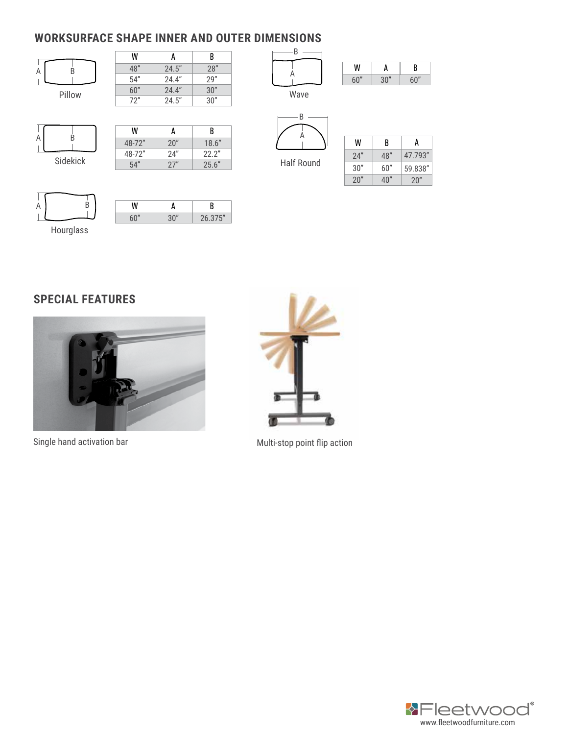## WORKSURFACE SHAPE INNER AND OUTER DIMENSIONS

Pillow

| W | A | B |
|---|---|---|
| 48" | 24.5" | 28" |
| 54" | 24.4" | 29" |
| 60" | 24.4" | 30" |
| 72" | 24.5" | 30" |

Wave

| W | A | B |
|---|---|---|
| 60" | 30" | 60" |

Sidekick

| W | A | B |
|---|---|---|
| 48-72" | 20" | 18.6" |
| 48-72" | 24" | 22.2" |
| 54" | 27" | 25.6" |

Half Round

| W | B | A |
|---|---|---|
| 24" | 48" | 47.793" |
| 30" | 60" | 59.838" |
| 20" | 40" | 20" |

Hourglass

| W | A | B |
|---|---|---|
| 60" | 30" | 26.375" |

## SPECIAL FEATURES

Single hand activation bar

Multi-stop point flip action